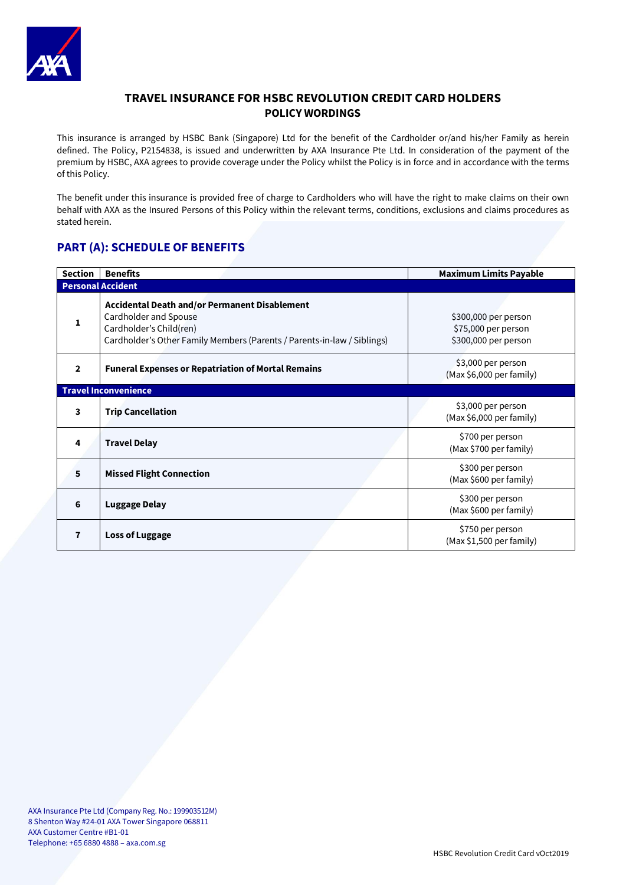# TRAVEL INSURANCE FOR HSBC REVOLUTION CREDIT CARD HOLDERS
## POLICY WORDINGS

This insurance is arranged by HSBC Bank (Singapore) Ltd for the benefit of the Cardholder or/and his/her Family as herein defined. The Policy, P2154838, is issued and underwritten by AXA Insurance Pte Ltd. In consideration of the payment of the premium by HSBC, AXA agrees to provide coverage under the Policy whilst the Policy is in force and in accordance with the terms of this Policy.

The benefit under this insurance is provided free of charge to Cardholders who will have the right to make claims on their own behalf with AXA as the Insured Persons of this Policy within the relevant terms, conditions, exclusions and claims procedures as stated herein.

## PART (A): SCHEDULE OF BENEFITS

| Section | Benefits | Maximum Limits Payable |
|---|---|---|
| **Personal Accident** | | |
| 1 | **Accidental Death and/or Permanent Disablement**<br>Cardholder and Spouse<br>Cardholder's Child(ren)<br>Cardholder's Other Family Members (Parents / Parents-in-law / Siblings) | $300,000 per person<br>$75,000 per person<br>$300,000 per person |
| 2 | **Funeral Expenses or Repatriation of Mortal Remains** | $3,000 per person<br>(Max $6,000 per family) |
| **Travel Inconvenience** | | |
| 3 | **Trip Cancellation** | $3,000 per person<br>(Max $6,000 per family) |
| 4 | **Travel Delay** | $700 per person<br>(Max $700 per family) |
| 5 | **Missed Flight Connection** | $300 per person<br>(Max $600 per family) |
| 6 | **Luggage Delay** | $300 per person<br>(Max $600 per family) |
| 7 | **Loss of Luggage** | $750 per person<br>(Max $1,500 per family) |

AXA Insurance Pte Ltd (Company Reg. No.: 199903512M)
8 Shenton Way #24-01 AXA Tower Singapore 068811
AXA Customer Centre #B1-01
Telephone: +65 6880 4888 – axa.com.sg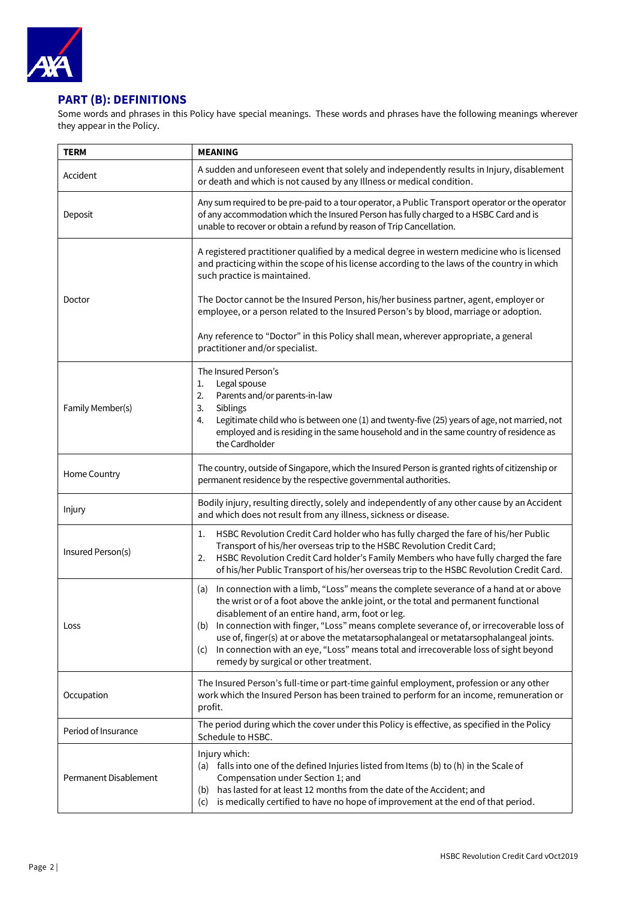## PART (B): DEFINITIONS

Some words and phrases in this Policy have special meanings. These words and phrases have the following meanings wherever they appear in the Policy.

| TERM | MEANING |
|---|---|
| Accident | A sudden and unforeseen event that solely and independently results in Injury, disablement or death and which is not caused by any Illness or medical condition. |
| Deposit | Any sum required to be pre-paid to a tour operator, a Public Transport operator or the operator of any accommodation which the Insured Person has fully charged to a HSBC Card and is unable to recover or obtain a refund by reason of Trip Cancellation. |
| Doctor | A registered practitioner qualified by a medical degree in western medicine who is licensed and practicing within the scope of his license according to the laws of the country in which such practice is maintained.<br><br>The Doctor cannot be the Insured Person, his/her business partner, agent, employer or employee, or a person related to the Insured Person's by blood, marriage or adoption.<br><br>Any reference to "Doctor" in this Policy shall mean, wherever appropriate, a general practitioner and/or specialist. |
| Family Member(s) | The Insured Person's<br>1. Legal spouse<br>2. Parents and/or parents-in-law<br>3. Siblings<br>4. Legitimate child who is between one (1) and twenty-five (25) years of age, not married, not employed and is residing in the same household and in the same country of residence as the Cardholder |
| Home Country | The country, outside of Singapore, which the Insured Person is granted rights of citizenship or permanent residence by the respective governmental authorities. |
| Injury | Bodily injury, resulting directly, solely and independently of any other cause by an Accident and which does not result from any illness, sickness or disease. |
| Insured Person(s) | 1. HSBC Revolution Credit Card holder who has fully charged the fare of his/her Public Transport of his/her overseas trip to the HSBC Revolution Credit Card;<br>2. HSBC Revolution Credit Card holder's Family Members who have fully charged the fare of his/her Public Transport of his/her overseas trip to the HSBC Revolution Credit Card. |
| Loss | (a) In connection with a limb, "Loss" means the complete severance of a hand at or above the wrist or of a foot above the ankle joint, or the total and permanent functional disablement of an entire hand, arm, foot or leg.<br>(b) In connection with finger, "Loss" means complete severance of, or irrecoverable loss of use of, finger(s) at or above the metatarsophalangeal or metatarsophalangeal joints.<br>(c) In connection with an eye, "Loss" means total and irrecoverable loss of sight beyond remedy by surgical or other treatment. |
| Occupation | The Insured Person's full-time or part-time gainful employment, profession or any other work which the Insured Person has been trained to perform for an income, remuneration or profit. |
| Period of Insurance | The period during which the cover under this Policy is effective, as specified in the Policy Schedule to HSBC. |
| Permanent Disablement | Injury which:<br>(a) falls into one of the defined Injuries listed from Items (b) to (h) in the Scale of Compensation under Section 1; and<br>(b) has lasted for at least 12 months from the date of the Accident; and<br>(c) is medically certified to have no hope of improvement at the end of that period. |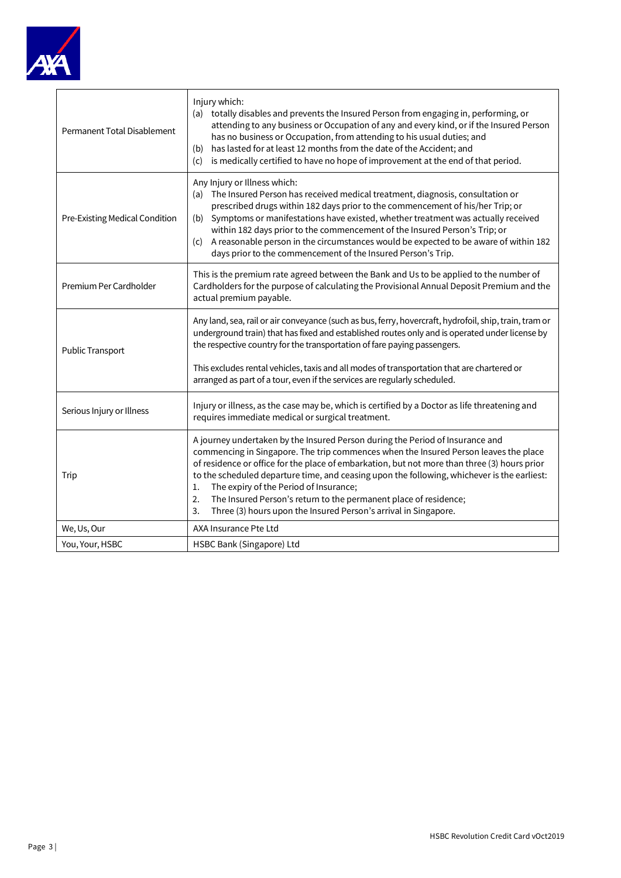| | |
|---|---|
| Permanent Total Disablement | Injury which:<br>(a) totally disables and prevents the Insured Person from engaging in, performing, or attending to any business or Occupation of any and every kind, or if the Insured Person has no business or Occupation, from attending to his usual duties; and<br>(b) has lasted for at least 12 months from the date of the Accident; and<br>(c) is medically certified to have no hope of improvement at the end of that period. |
| Pre-Existing Medical Condition | Any Injury or Illness which:<br>(a) The Insured Person has received medical treatment, diagnosis, consultation or prescribed drugs within 182 days prior to the commencement of his/her Trip; or<br>(b) Symptoms or manifestations have existed, whether treatment was actually received within 182 days prior to the commencement of the Insured Person's Trip; or<br>(c) A reasonable person in the circumstances would be expected to be aware of within 182 days prior to the commencement of the Insured Person's Trip. |
| Premium Per Cardholder | This is the premium rate agreed between the Bank and Us to be applied to the number of Cardholders for the purpose of calculating the Provisional Annual Deposit Premium and the actual premium payable. |
| Public Transport | Any land, sea, rail or air conveyance (such as bus, ferry, hovercraft, hydrofoil, ship, train, tram or underground train) that has fixed and established routes only and is operated under license by the respective country for the transportation of fare paying passengers.<br><br>This excludes rental vehicles, taxis and all modes of transportation that are chartered or arranged as part of a tour, even if the services are regularly scheduled. |
| Serious Injury or Illness | Injury or illness, as the case may be, which is certified by a Doctor as life threatening and requires immediate medical or surgical treatment. |
| Trip | A journey undertaken by the Insured Person during the Period of Insurance and commencing in Singapore. The trip commences when the Insured Person leaves the place of residence or office for the place of embarkation, but not more than three (3) hours prior to the scheduled departure time, and ceasing upon the following, whichever is the earliest:<br>1. The expiry of the Period of Insurance;<br>2. The Insured Person's return to the permanent place of residence;<br>3. Three (3) hours upon the Insured Person's arrival in Singapore. |
| We, Us, Our | AXA Insurance Pte Ltd |
| You, Your, HSBC | HSBC Bank (Singapore) Ltd |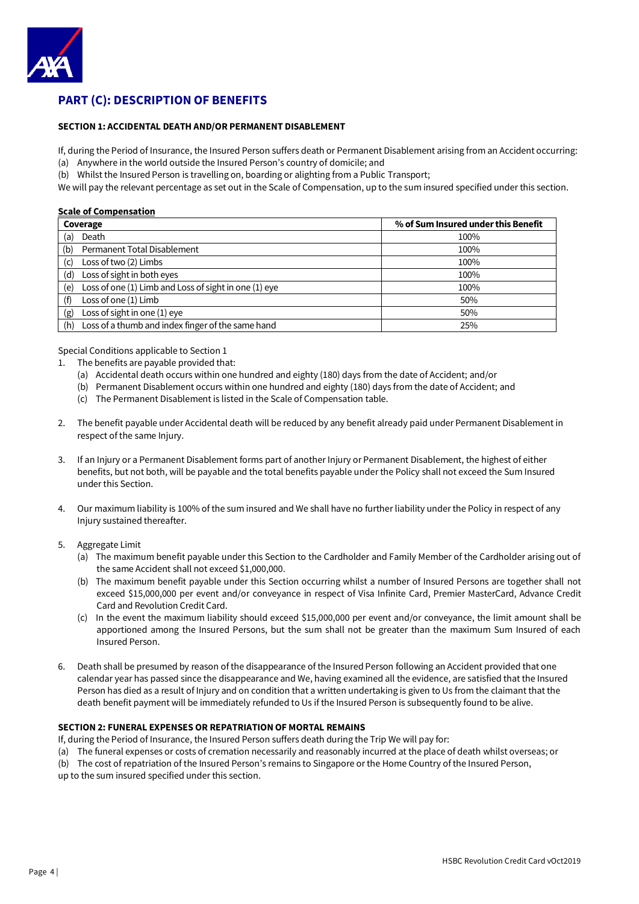## PART (C): DESCRIPTION OF BENEFITS

### SECTION 1: ACCIDENTAL DEATH AND/OR PERMANENT DISABLEMENT

If, during the Period of Insurance, the Insured Person suffers death or Permanent Disablement arising from an Accident occurring:

(a) Anywhere in the world outside the Insured Person's country of domicile; and

(b) Whilst the Insured Person is travelling on, boarding or alighting from a Public Transport;

We will pay the relevant percentage as set out in the Scale of Compensation, up to the sum insured specified under this section.

**Scale of Compensation**

| Coverage | % of Sum Insured under this Benefit |
|---|---|
| (a) Death | 100% |
| (b) Permanent Total Disablement | 100% |
| (c) Loss of two (2) Limbs | 100% |
| (d) Loss of sight in both eyes | 100% |
| (e) Loss of one (1) Limb and Loss of sight in one (1) eye | 100% |
| (f) Loss of one (1) Limb | 50% |
| (g) Loss of sight in one (1) eye | 50% |
| (h) Loss of a thumb and index finger of the same hand | 25% |

Special Conditions applicable to Section 1

1. The benefits are payable provided that:
   (a) Accidental death occurs within one hundred and eighty (180) days from the date of Accident; and/or
   (b) Permanent Disablement occurs within one hundred and eighty (180) days from the date of Accident; and
   (c) The Permanent Disablement is listed in the Scale of Compensation table.

2. The benefit payable under Accidental death will be reduced by any benefit already paid under Permanent Disablement in respect of the same Injury.

3. If an Injury or a Permanent Disablement forms part of another Injury or Permanent Disablement, the highest of either benefits, but not both, will be payable and the total benefits payable under the Policy shall not exceed the Sum Insured under this Section.

4. Our maximum liability is 100% of the sum insured and We shall have no further liability under the Policy in respect of any Injury sustained thereafter.

5. Aggregate Limit
   (a) The maximum benefit payable under this Section to the Cardholder and Family Member of the Cardholder arising out of the same Accident shall not exceed $1,000,000.
   (b) The maximum benefit payable under this Section occurring whilst a number of Insured Persons are together shall not exceed $15,000,000 per event and/or conveyance in respect of Visa Infinite Card, Premier MasterCard, Advance Credit Card and Revolution Credit Card.
   (c) In the event the maximum liability should exceed $15,000,000 per event and/or conveyance, the limit amount shall be apportioned among the Insured Persons, but the sum shall not be greater than the maximum Sum Insured of each Insured Person.

6. Death shall be presumed by reason of the disappearance of the Insured Person following an Accident provided that one calendar year has passed since the disappearance and We, having examined all the evidence, are satisfied that the Insured Person has died as a result of Injury and on condition that a written undertaking is given to Us from the claimant that the death benefit payment will be immediately refunded to Us if the Insured Person is subsequently found to be alive.

### SECTION 2: FUNERAL EXPENSES OR REPATRIATION OF MORTAL REMAINS

If, during the Period of Insurance, the Insured Person suffers death during the Trip We will pay for:

(a) The funeral expenses or costs of cremation necessarily and reasonably incurred at the place of death whilst overseas; or

(b) The cost of repatriation of the Insured Person's remains to Singapore or the Home Country of the Insured Person,

up to the sum insured specified under this section.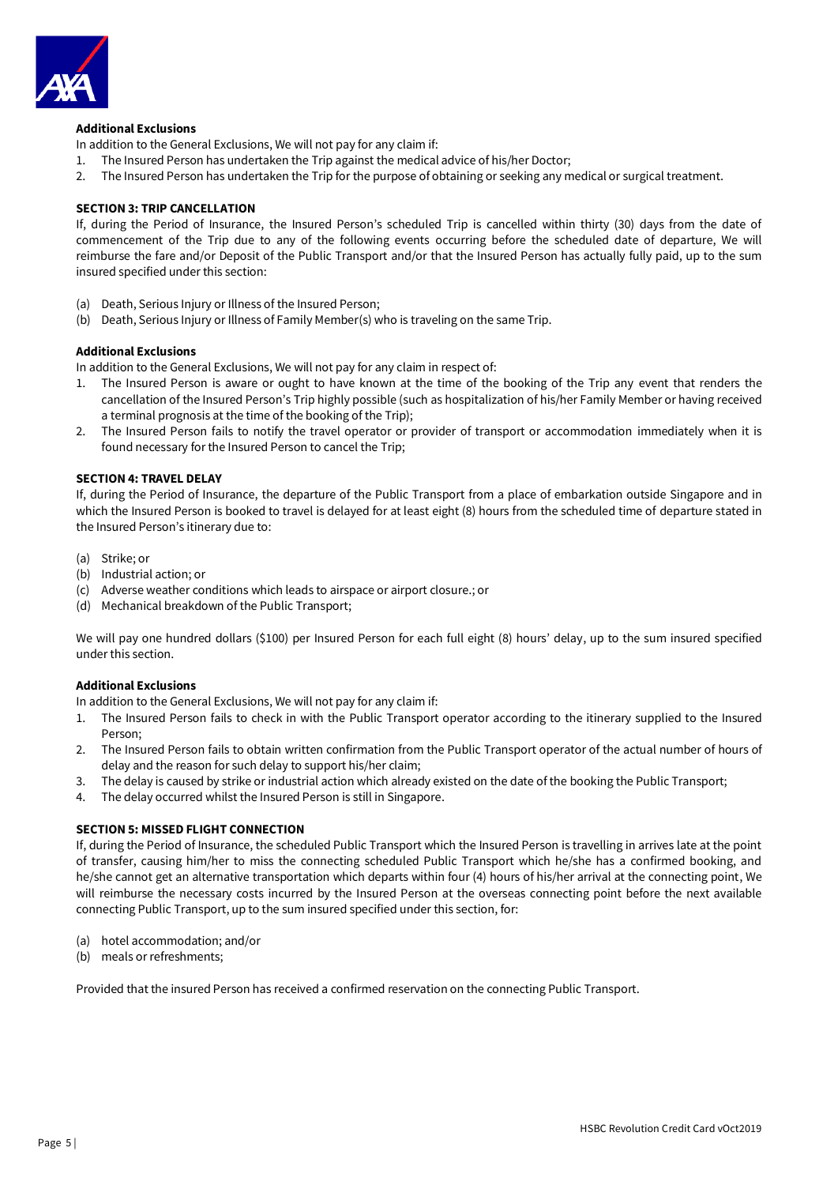**Additional Exclusions**

In addition to the General Exclusions, We will not pay for any claim if:

1. The Insured Person has undertaken the Trip against the medical advice of his/her Doctor;
2. The Insured Person has undertaken the Trip for the purpose of obtaining or seeking any medical or surgical treatment.

**SECTION 3: TRIP CANCELLATION**

If, during the Period of Insurance, the Insured Person's scheduled Trip is cancelled within thirty (30) days from the date of commencement of the Trip due to any of the following events occurring before the scheduled date of departure, We will reimburse the fare and/or Deposit of the Public Transport and/or that the Insured Person has actually fully paid, up to the sum insured specified under this section:

(a) Death, Serious Injury or Illness of the Insured Person;
(b) Death, Serious Injury or Illness of Family Member(s) who is traveling on the same Trip.

**Additional Exclusions**

In addition to the General Exclusions, We will not pay for any claim in respect of:

1. The Insured Person is aware or ought to have known at the time of the booking of the Trip any event that renders the cancellation of the Insured Person's Trip highly possible (such as hospitalization of his/her Family Member or having received a terminal prognosis at the time of the booking of the Trip);
2. The Insured Person fails to notify the travel operator or provider of transport or accommodation immediately when it is found necessary for the Insured Person to cancel the Trip;

**SECTION 4: TRAVEL DELAY**

If, during the Period of Insurance, the departure of the Public Transport from a place of embarkation outside Singapore and in which the Insured Person is booked to travel is delayed for at least eight (8) hours from the scheduled time of departure stated in the Insured Person's itinerary due to:

(a) Strike; or
(b) Industrial action; or
(c) Adverse weather conditions which leads to airspace or airport closure.; or
(d) Mechanical breakdown of the Public Transport;

We will pay one hundred dollars ($100) per Insured Person for each full eight (8) hours' delay, up to the sum insured specified under this section.

**Additional Exclusions**

In addition to the General Exclusions, We will not pay for any claim if:

1. The Insured Person fails to check in with the Public Transport operator according to the itinerary supplied to the Insured Person;
2. The Insured Person fails to obtain written confirmation from the Public Transport operator of the actual number of hours of delay and the reason for such delay to support his/her claim;
3. The delay is caused by strike or industrial action which already existed on the date of the booking the Public Transport;
4. The delay occurred whilst the Insured Person is still in Singapore.

**SECTION 5: MISSED FLIGHT CONNECTION**

If, during the Period of Insurance, the scheduled Public Transport which the Insured Person is travelling in arrives late at the point of transfer, causing him/her to miss the connecting scheduled Public Transport which he/she has a confirmed booking, and he/she cannot get an alternative transportation which departs within four (4) hours of his/her arrival at the connecting point, We will reimburse the necessary costs incurred by the Insured Person at the overseas connecting point before the next available connecting Public Transport, up to the sum insured specified under this section, for:

(a) hotel accommodation; and/or
(b) meals or refreshments;

Provided that the insured Person has received a confirmed reservation on the connecting Public Transport.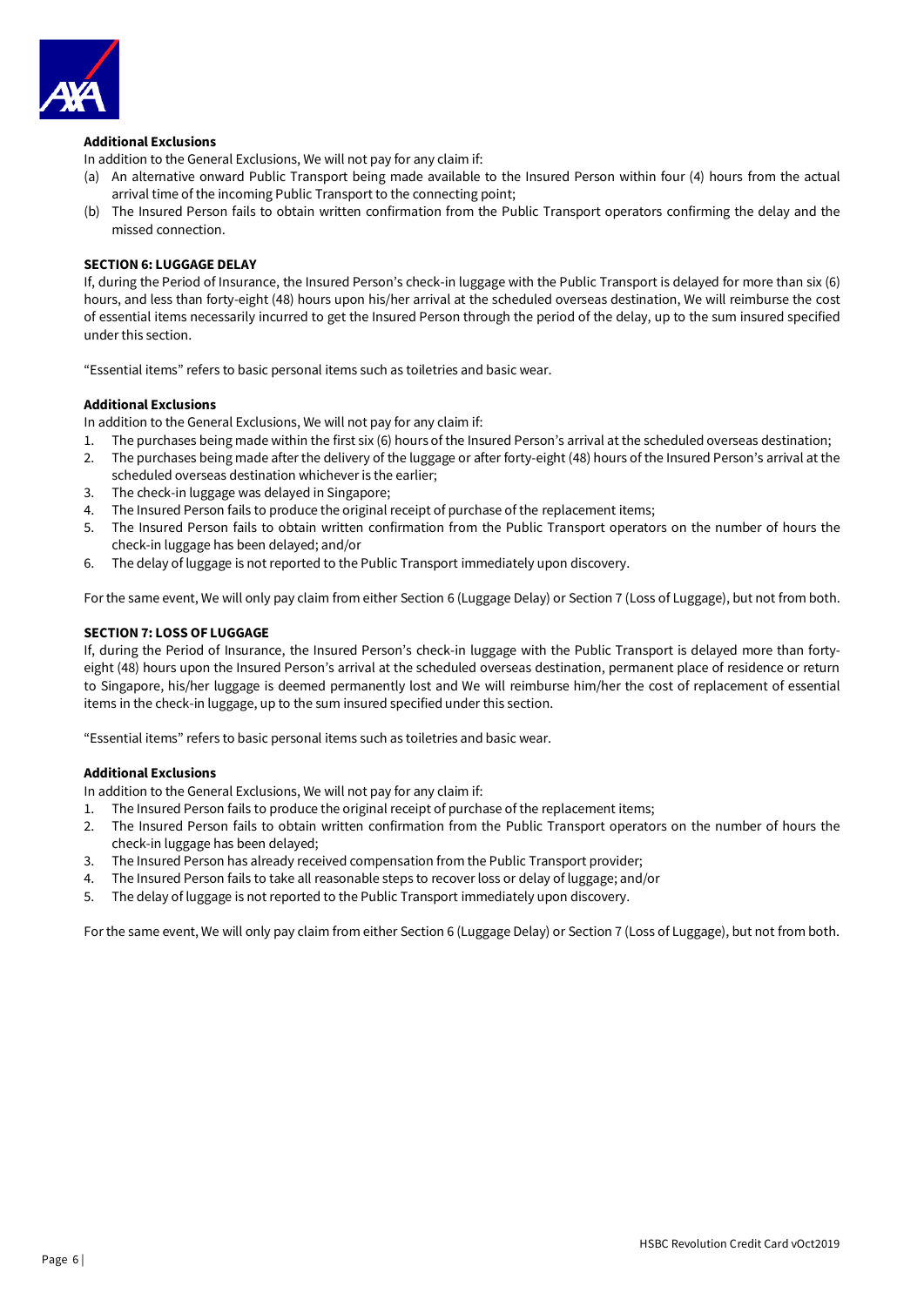**Additional Exclusions**

In addition to the General Exclusions, We will not pay for any claim if:

(a) An alternative onward Public Transport being made available to the Insured Person within four (4) hours from the actual arrival time of the incoming Public Transport to the connecting point;
(b) The Insured Person fails to obtain written confirmation from the Public Transport operators confirming the delay and the missed connection.

**SECTION 6: LUGGAGE DELAY**

If, during the Period of Insurance, the Insured Person's check-in luggage with the Public Transport is delayed for more than six (6) hours, and less than forty-eight (48) hours upon his/her arrival at the scheduled overseas destination, We will reimburse the cost of essential items necessarily incurred to get the Insured Person through the period of the delay, up to the sum insured specified under this section.

"Essential items" refers to basic personal items such as toiletries and basic wear.

**Additional Exclusions**

In addition to the General Exclusions, We will not pay for any claim if:

1. The purchases being made within the first six (6) hours of the Insured Person's arrival at the scheduled overseas destination;
2. The purchases being made after the delivery of the luggage or after forty-eight (48) hours of the Insured Person's arrival at the scheduled overseas destination whichever is the earlier;
3. The check-in luggage was delayed in Singapore;
4. The Insured Person fails to produce the original receipt of purchase of the replacement items;
5. The Insured Person fails to obtain written confirmation from the Public Transport operators on the number of hours the check-in luggage has been delayed; and/or
6. The delay of luggage is not reported to the Public Transport immediately upon discovery.

For the same event, We will only pay claim from either Section 6 (Luggage Delay) or Section 7 (Loss of Luggage), but not from both.

**SECTION 7: LOSS OF LUGGAGE**

If, during the Period of Insurance, the Insured Person's check-in luggage with the Public Transport is delayed more than forty-eight (48) hours upon the Insured Person's arrival at the scheduled overseas destination, permanent place of residence or return to Singapore, his/her luggage is deemed permanently lost and We will reimburse him/her the cost of replacement of essential items in the check-in luggage, up to the sum insured specified under this section.

"Essential items" refers to basic personal items such as toiletries and basic wear.

**Additional Exclusions**

In addition to the General Exclusions, We will not pay for any claim if:

1. The Insured Person fails to produce the original receipt of purchase of the replacement items;
2. The Insured Person fails to obtain written confirmation from the Public Transport operators on the number of hours the check-in luggage has been delayed;
3. The Insured Person has already received compensation from the Public Transport provider;
4. The Insured Person fails to take all reasonable steps to recover loss or delay of luggage; and/or
5. The delay of luggage is not reported to the Public Transport immediately upon discovery.

For the same event, We will only pay claim from either Section 6 (Luggage Delay) or Section 7 (Loss of Luggage), but not from both.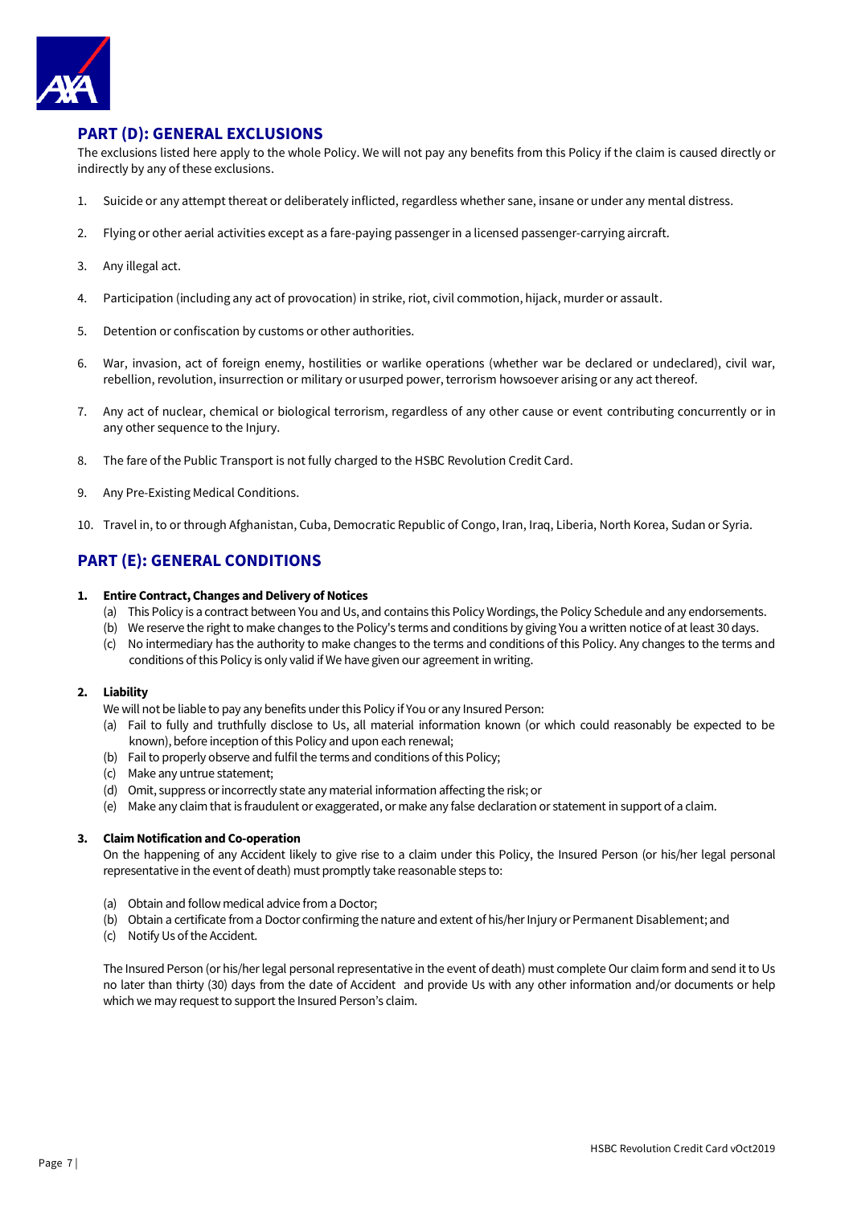## PART (D): GENERAL EXCLUSIONS

The exclusions listed here apply to the whole Policy. We will not pay any benefits from this Policy if the claim is caused directly or indirectly by any of these exclusions.

1. Suicide or any attempt thereat or deliberately inflicted, regardless whether sane, insane or under any mental distress.
2. Flying or other aerial activities except as a fare-paying passenger in a licensed passenger-carrying aircraft.
3. Any illegal act.
4. Participation (including any act of provocation) in strike, riot, civil commotion, hijack, murder or assault.
5. Detention or confiscation by customs or other authorities.
6. War, invasion, act of foreign enemy, hostilities or warlike operations (whether war be declared or undeclared), civil war, rebellion, revolution, insurrection or military or usurped power, terrorism howsoever arising or any act thereof.
7. Any act of nuclear, chemical or biological terrorism, regardless of any other cause or event contributing concurrently or in any other sequence to the Injury.
8. The fare of the Public Transport is not fully charged to the HSBC Revolution Credit Card.
9. Any Pre-Existing Medical Conditions.
10. Travel in, to or through Afghanistan, Cuba, Democratic Republic of Congo, Iran, Iraq, Liberia, North Korea, Sudan or Syria.

## PART (E): GENERAL CONDITIONS

**1. Entire Contract, Changes and Delivery of Notices**

(a) This Policy is a contract between You and Us, and contains this Policy Wordings, the Policy Schedule and any endorsements.
(b) We reserve the right to make changes to the Policy's terms and conditions by giving You a written notice of at least 30 days.
(c) No intermediary has the authority to make changes to the terms and conditions of this Policy. Any changes to the terms and conditions of this Policy is only valid if We have given our agreement in writing.

**2. Liability**

We will not be liable to pay any benefits under this Policy if You or any Insured Person:

(a) Fail to fully and truthfully disclose to Us, all material information known (or which could reasonably be expected to be known), before inception of this Policy and upon each renewal;
(b) Fail to properly observe and fulfil the terms and conditions of this Policy;
(c) Make any untrue statement;
(d) Omit, suppress or incorrectly state any material information affecting the risk; or
(e) Make any claim that is fraudulent or exaggerated, or make any false declaration or statement in support of a claim.

**3. Claim Notification and Co-operation**

On the happening of any Accident likely to give rise to a claim under this Policy, the Insured Person (or his/her legal personal representative in the event of death) must promptly take reasonable steps to:

(a) Obtain and follow medical advice from a Doctor;
(b) Obtain a certificate from a Doctor confirming the nature and extent of his/her Injury or Permanent Disablement; and
(c) Notify Us of the Accident.

The Insured Person (or his/her legal personal representative in the event of death) must complete Our claim form and send it to Us no later than thirty (30) days from the date of Accident and provide Us with any other information and/or documents or help which we may request to support the Insured Person's claim.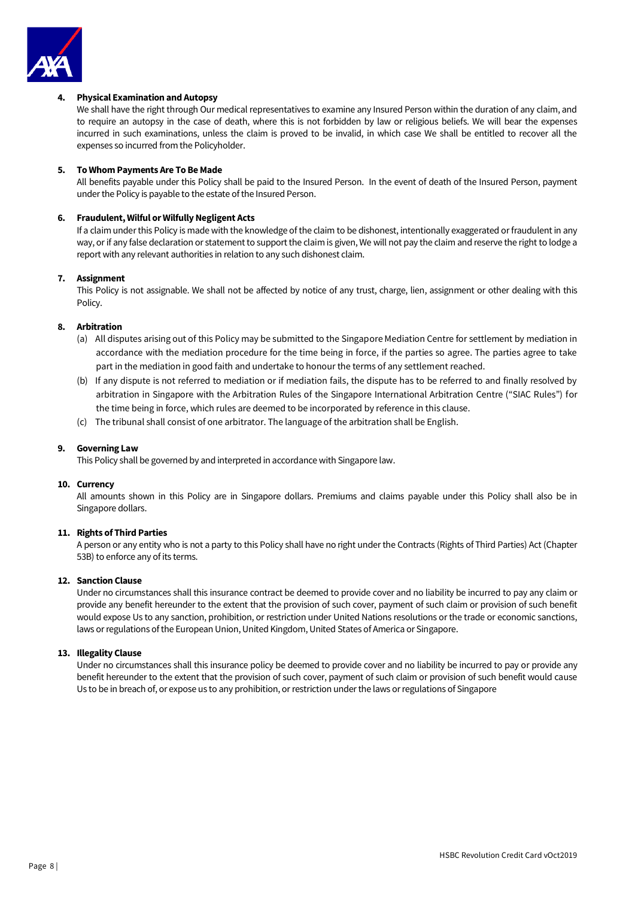**4. Physical Examination and Autopsy**

We shall have the right through Our medical representatives to examine any Insured Person within the duration of any claim, and to require an autopsy in the case of death, where this is not forbidden by law or religious beliefs. We will bear the expenses incurred in such examinations, unless the claim is proved to be invalid, in which case We shall be entitled to recover all the expenses so incurred from the Policyholder.

**5. To Whom Payments Are To Be Made**

All benefits payable under this Policy shall be paid to the Insured Person. In the event of death of the Insured Person, payment under the Policy is payable to the estate of the Insured Person.

**6. Fraudulent, Wilful or Wilfully Negligent Acts**

If a claim under this Policy is made with the knowledge of the claim to be dishonest, intentionally exaggerated or fraudulent in any way, or if any false declaration or statement to support the claim is given, We will not pay the claim and reserve the right to lodge a report with any relevant authorities in relation to any such dishonest claim.

**7. Assignment**

This Policy is not assignable. We shall not be affected by notice of any trust, charge, lien, assignment or other dealing with this Policy.

**8. Arbitration**

(a) All disputes arising out of this Policy may be submitted to the Singapore Mediation Centre for settlement by mediation in accordance with the mediation procedure for the time being in force, if the parties so agree. The parties agree to take part in the mediation in good faith and undertake to honour the terms of any settlement reached.

(b) If any dispute is not referred to mediation or if mediation fails, the dispute has to be referred to and finally resolved by arbitration in Singapore with the Arbitration Rules of the Singapore International Arbitration Centre ("SIAC Rules") for the time being in force, which rules are deemed to be incorporated by reference in this clause.

(c) The tribunal shall consist of one arbitrator. The language of the arbitration shall be English.

**9. Governing Law**

This Policy shall be governed by and interpreted in accordance with Singapore law.

**10. Currency**

All amounts shown in this Policy are in Singapore dollars. Premiums and claims payable under this Policy shall also be in Singapore dollars.

**11. Rights of Third Parties**

A person or any entity who is not a party to this Policy shall have no right under the Contracts (Rights of Third Parties) Act (Chapter 53B) to enforce any of its terms.

**12. Sanction Clause**

Under no circumstances shall this insurance contract be deemed to provide cover and no liability be incurred to pay any claim or provide any benefit hereunder to the extent that the provision of such cover, payment of such claim or provision of such benefit would expose Us to any sanction, prohibition, or restriction under United Nations resolutions or the trade or economic sanctions, laws or regulations of the European Union, United Kingdom, United States of America or Singapore.

**13. Illegality Clause**

Under no circumstances shall this insurance policy be deemed to provide cover and no liability be incurred to pay or provide any benefit hereunder to the extent that the provision of such cover, payment of such claim or provision of such benefit would cause Us to be in breach of, or expose us to any prohibition, or restriction under the laws or regulations of Singapore